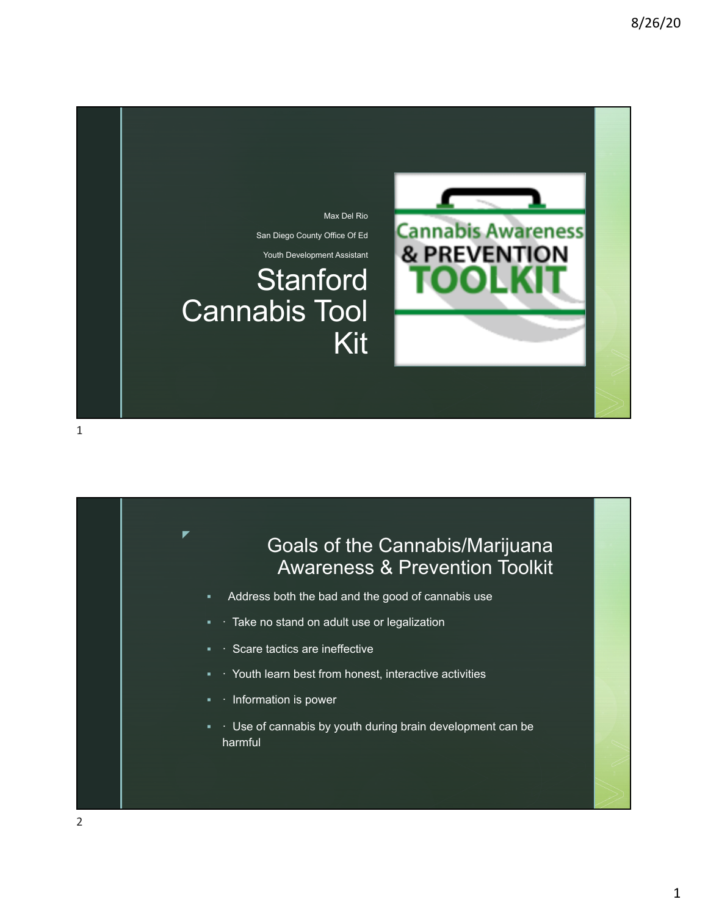Max Del Rio

San Diego County Office Of Ed

Youth Development Assistant

# Stanford Cannabis Tool Kit

Cannabis Awareness & PREVENTION TOOLKIT

## Goals of the Cannabis/Marijuana Awareness & Prevention Toolkit

- Address both the bad and the good of cannabis use
- · Take no stand on adult use or legalization
- · Scare tactics are ineffective
- · Youth learn best from honest, interactive activities
- · Information is power
- · Use of cannabis by youth during brain development can be harmful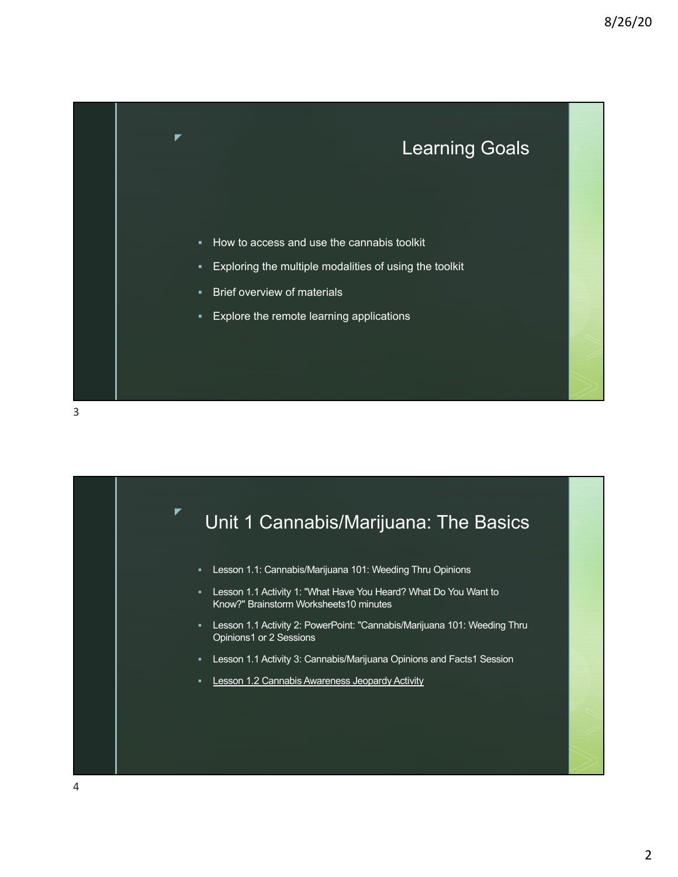## Learning Goals

- How to access and use the cannabis toolkit
- Exploring the multiple modalities of using the toolkit
- Brief overview of materials
- Explore the remote learning applications

## Unit 1 Cannabis/Marijuana: The Basics

- Lesson 1.1: Cannabis/Marijuana 101: Weeding Thru Opinions
- Lesson 1.1 Activity 1: "What Have You Heard? What Do You Want to Know?" Brainstorm Worksheets10 minutes
- Lesson 1.1 Activity 2: PowerPoint: "Cannabis/Marijuana 101: Weeding Thru Opinions1 or 2 Sessions
- Lesson 1.1 Activity 3: Cannabis/Marijuana Opinions and Facts1 Session
- Lesson 1.2 Cannabis Awareness Jeopardy Activity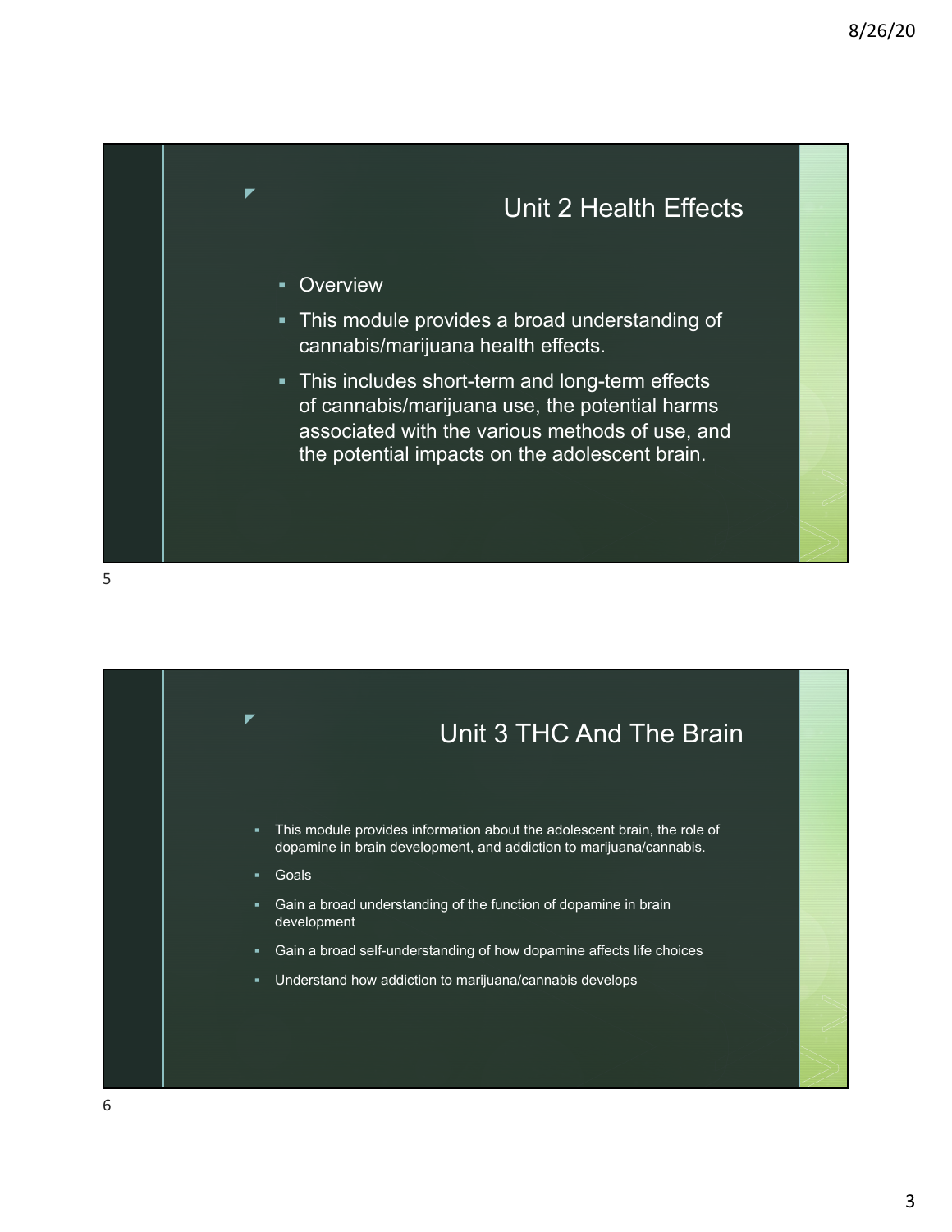## Unit 2 Health Effects

- Overview
- This module provides a broad understanding of cannabis/marijuana health effects.
- This includes short-term and long-term effects of cannabis/marijuana use, the potential harms associated with the various methods of use, and the potential impacts on the adolescent brain.

## Unit 3 THC And The Brain

- This module provides information about the adolescent brain, the role of dopamine in brain development, and addiction to marijuana/cannabis.
- Goals
- Gain a broad understanding of the function of dopamine in brain development
- Gain a broad self-understanding of how dopamine affects life choices
- Understand how addiction to marijuana/cannabis develops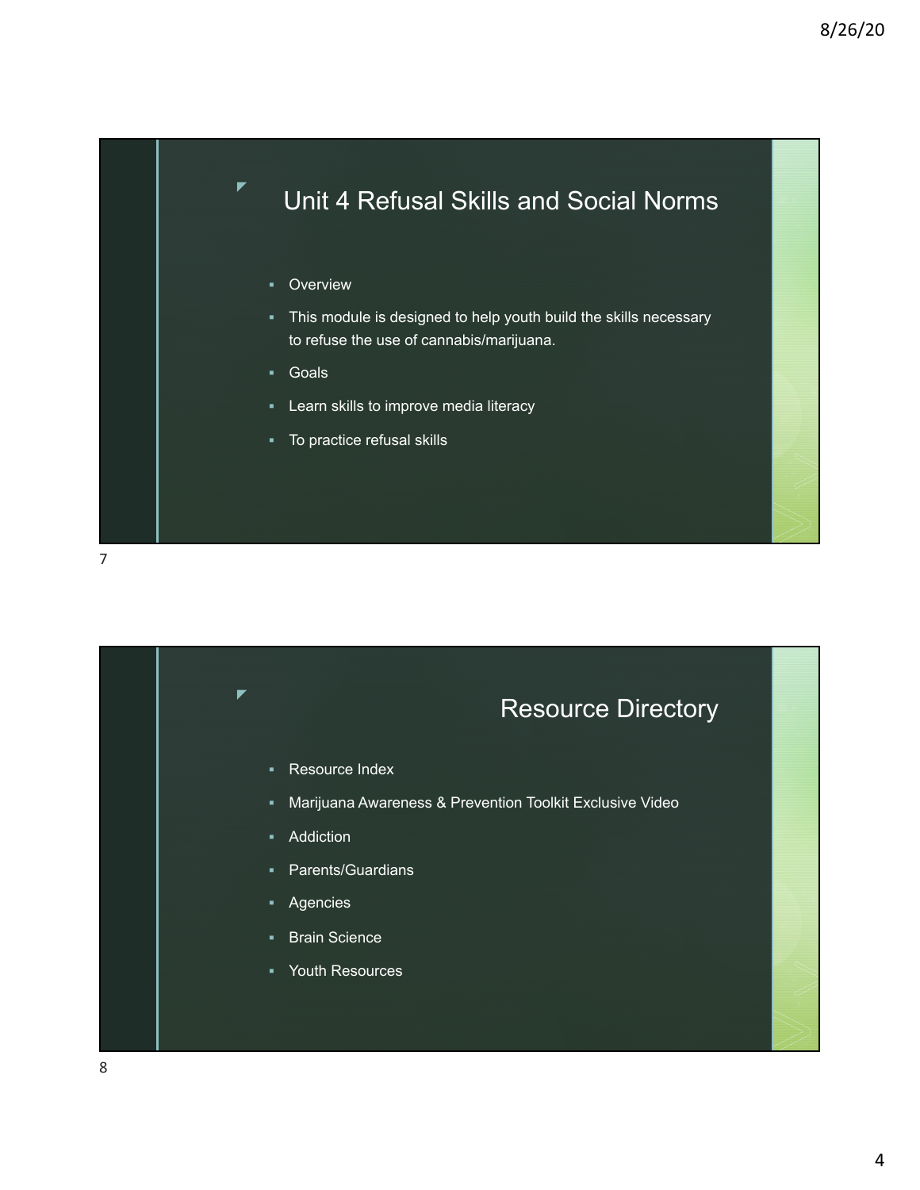## Unit 4 Refusal Skills and Social Norms

- Overview
- This module is designed to help youth build the skills necessary to refuse the use of cannabis/marijuana.
- Goals
- Learn skills to improve media literacy
- To practice refusal skills

## Resource Directory

- Resource Index
- Marijuana Awareness & Prevention Toolkit Exclusive Video
- Addiction
- Parents/Guardians
- Agencies
- Brain Science
- Youth Resources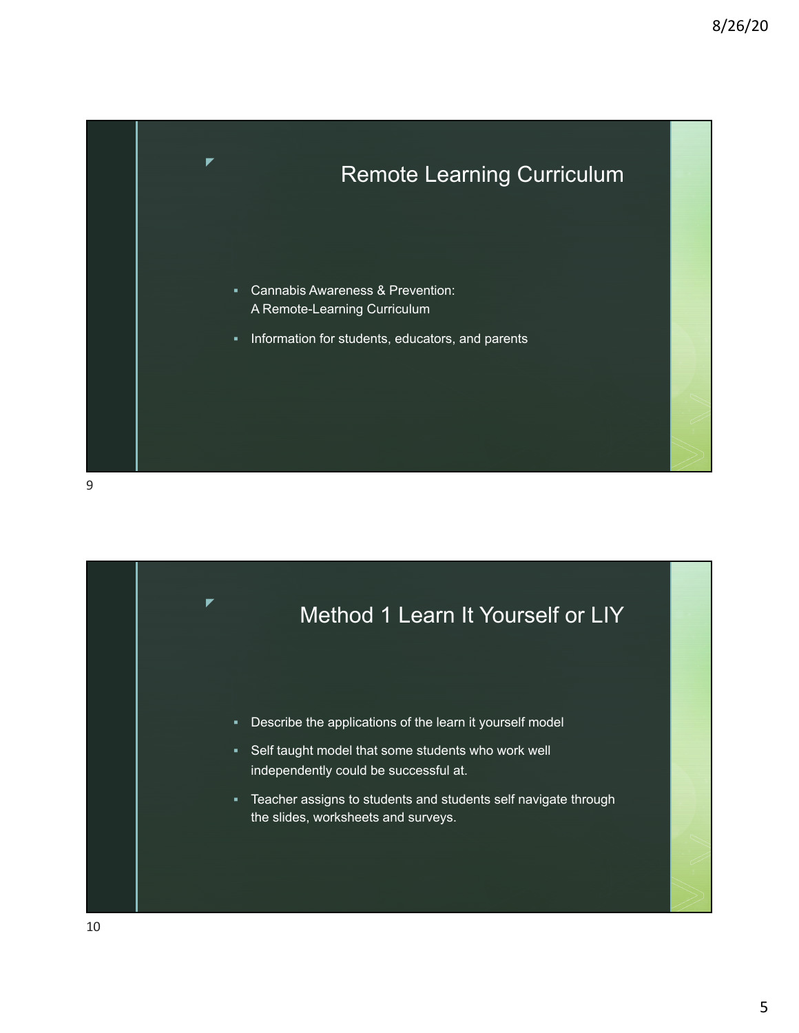## Remote Learning Curriculum

- Cannabis Awareness & Prevention: A Remote-Learning Curriculum
- Information for students, educators, and parents

## Method 1 Learn It Yourself or LIY

- Describe the applications of the learn it yourself model
- Self taught model that some students who work well independently could be successful at.
- Teacher assigns to students and students self navigate through the slides, worksheets and surveys.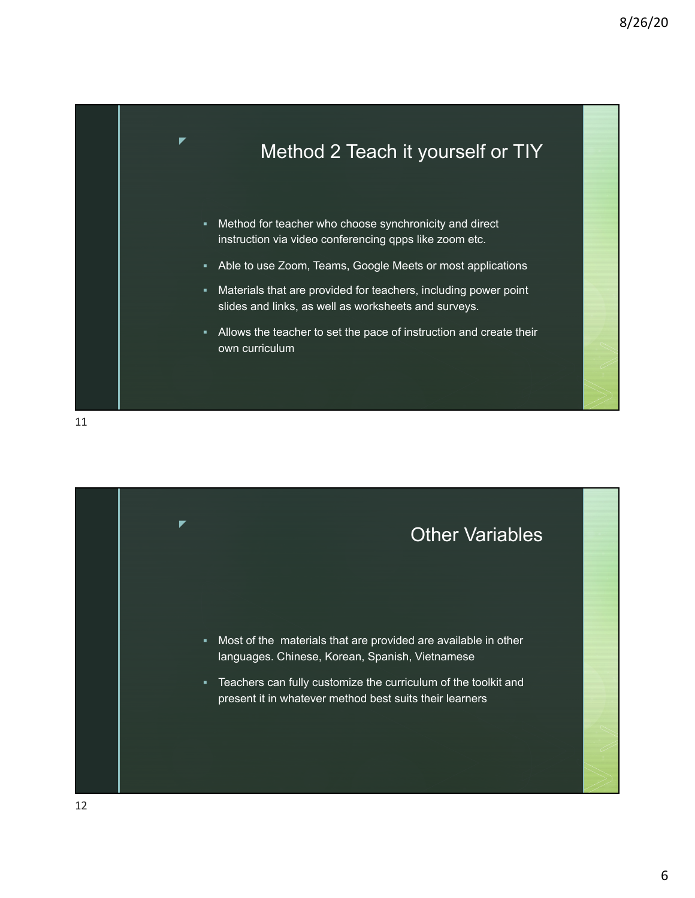## Method 2 Teach it yourself or TIY

- Method for teacher who choose synchronicity and direct instruction via video conferencing qpps like zoom etc.
- Able to use Zoom, Teams, Google Meets or most applications
- Materials that are provided for teachers, including power point slides and links, as well as worksheets and surveys.
- Allows the teacher to set the pace of instruction and create their own curriculum

## Other Variables

- Most of the materials that are provided are available in other languages. Chinese, Korean, Spanish, Vietnamese
- Teachers can fully customize the curriculum of the toolkit and present it in whatever method best suits their learners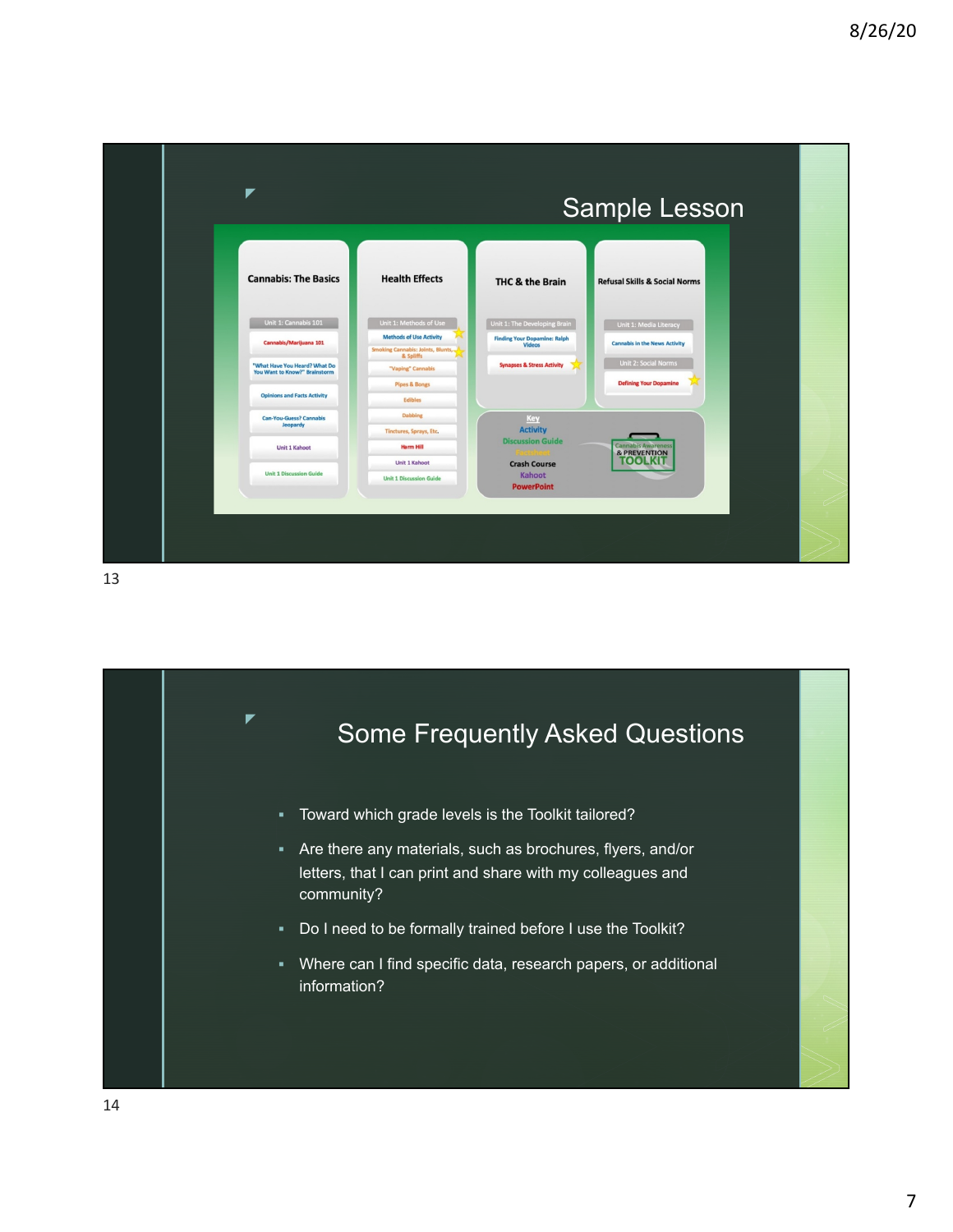## Sample Lesson

**Cannabis: The Basics**

- Unit 1: Cannabis 101
- Cannabis/Marijuana 101
- "What Have You Heard? What Do You Want to Know?" Brainstorm
- Opinions and Facts Activity
- Can-You-Guess? Cannabis Jeopardy
- Unit 1 Kahoot
- Unit 1 Discussion Guide

**Health Effects**

- Unit 1: Methods of Use
- Methods of Use Activity
- Smoking Cannabis: Joints, Blunts, & Spliffs
- "Vaping" Cannabis
- Pipes & Bongs
- Edibles
- Dabbing
- Tinctures, Sprays, Etc.
- Harm Hill
- Unit 1 Kahoot
- Unit 1 Discussion Guide

**THC & the Brain**

- Unit 1: The Developing Brain
- Finding Your Dopamine: Ralph Videos
- Synapses & Stress Activity

**Refusal Skills & Social Norms**

- Unit 1: Media Literacy
- Cannabis in the News Activity
- Unit 2: Social Norms
- Defining Your Dopamine

**Key**

- Activity
- Discussion Guide
- Factsheet
- Crash Course
- Kahoot
- PowerPoint

Cannabis Awareness & PREVENTION TOOLKIT

## Some Frequently Asked Questions

- Toward which grade levels is the Toolkit tailored?
- Are there any materials, such as brochures, flyers, and/or letters, that I can print and share with my colleagues and community?
- Do I need to be formally trained before I use the Toolkit?
- Where can I find specific data, research papers, or additional information?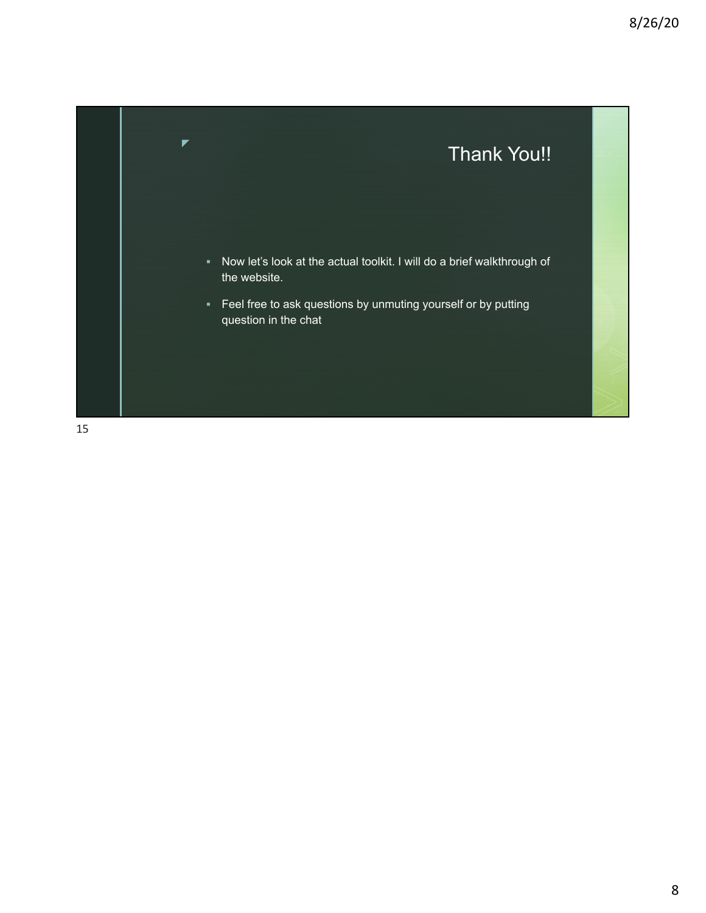## Thank You!!

- Now let's look at the actual toolkit. I will do a brief walkthrough of the website.
- Feel free to ask questions by unmuting yourself or by putting question in the chat